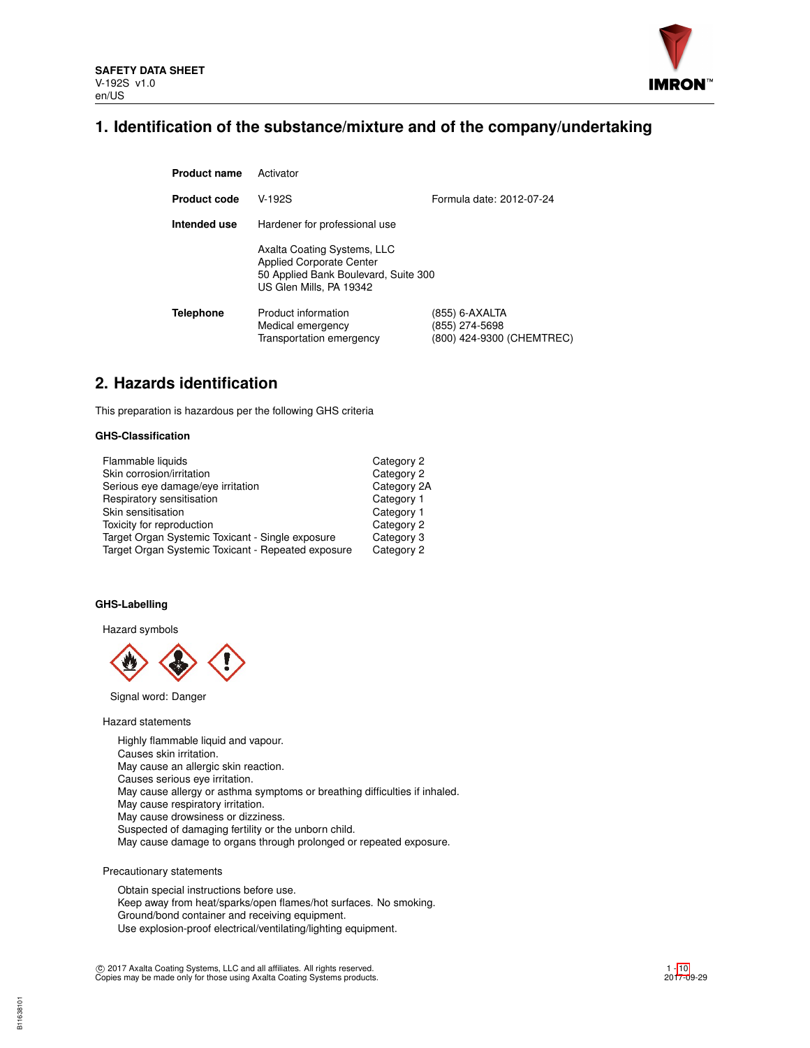**SAFETY DATA SHEET**
V-192S v1.0
en/US

# 1. Identification of the substance/mixture and of the company/undertaking

| | | |
|---|---|---|
| **Product name** | Activator | |
| **Product code** | V-192S | Formula date: 2012-07-24 |
| **Intended use** | Hardener for professional use | |
| | Axalta Coating Systems, LLC<br>Applied Corporate Center<br>50 Applied Bank Boulevard, Suite 300<br>US Glen Mills, PA 19342 | |
| **Telephone** | Product information<br>Medical emergency<br>Transportation emergency | (855) 6-AXALTA<br>(855) 274-5698<br>(800) 424-9300 (CHEMTREC) |

# 2. Hazards identification

This preparation is hazardous per the following GHS criteria

### GHS-Classification

| | |
|---|---|
| Flammable liquids | Category 2 |
| Skin corrosion/irritation | Category 2 |
| Serious eye damage/eye irritation | Category 2A |
| Respiratory sensitisation | Category 1 |
| Skin sensitisation | Category 1 |
| Toxicity for reproduction | Category 2 |
| Target Organ Systemic Toxicant - Single exposure | Category 3 |
| Target Organ Systemic Toxicant - Repeated exposure | Category 2 |

### GHS-Labelling

Hazard symbols

Signal word: Danger

Hazard statements

Highly flammable liquid and vapour.
Causes skin irritation.
May cause an allergic skin reaction.
Causes serious eye irritation.
May cause allergy or asthma symptoms or breathing difficulties if inhaled.
May cause respiratory irritation.
May cause drowsiness or dizziness.
Suspected of damaging fertility or the unborn child.
May cause damage to organs through prolonged or repeated exposure.

Precautionary statements

Obtain special instructions before use.
Keep away from heat/sparks/open flames/hot surfaces. No smoking.
Ground/bond container and receiving equipment.
Use explosion-proof electrical/ventilating/lighting equipment.

© 2017 Axalta Coating Systems, LLC and all affiliates. All rights reserved.
Copies may be made only for those using Axalta Coating Systems products.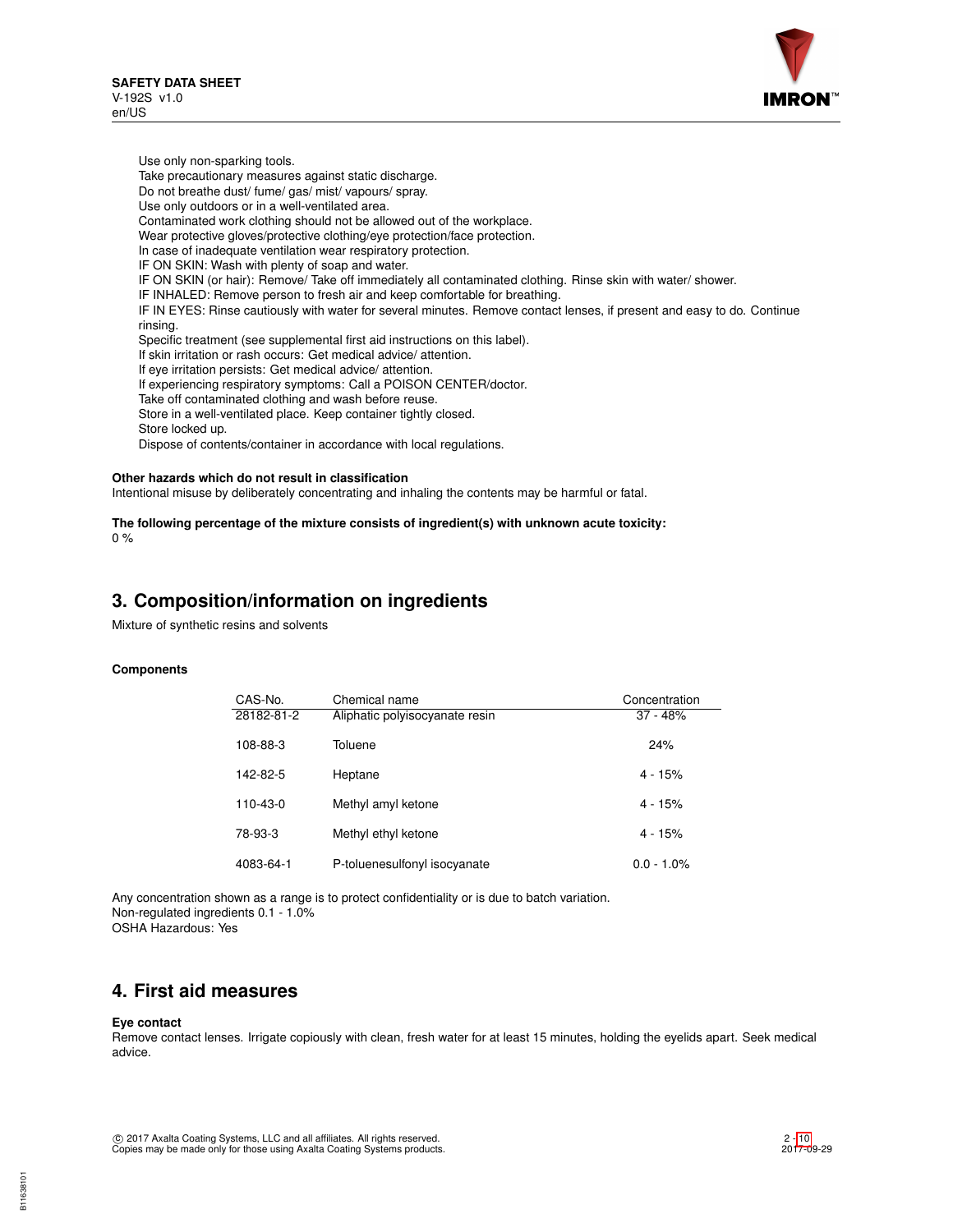Use only non-sparking tools.
Take precautionary measures against static discharge.
Do not breathe dust/ fume/ gas/ mist/ vapours/ spray.
Use only outdoors or in a well-ventilated area.
Contaminated work clothing should not be allowed out of the workplace.
Wear protective gloves/protective clothing/eye protection/face protection.
In case of inadequate ventilation wear respiratory protection.
IF ON SKIN: Wash with plenty of soap and water.
IF ON SKIN (or hair): Remove/ Take off immediately all contaminated clothing. Rinse skin with water/ shower.
IF INHALED: Remove person to fresh air and keep comfortable for breathing.
IF IN EYES: Rinse cautiously with water for several minutes. Remove contact lenses, if present and easy to do. Continue rinsing.
Specific treatment (see supplemental first aid instructions on this label).
If skin irritation or rash occurs: Get medical advice/ attention.
If eye irritation persists: Get medical advice/ attention.
If experiencing respiratory symptoms: Call a POISON CENTER/doctor.
Take off contaminated clothing and wash before reuse.
Store in a well-ventilated place. Keep container tightly closed.
Store locked up.
Dispose of contents/container in accordance with local regulations.

**Other hazards which do not result in classification**
Intentional misuse by deliberately concentrating and inhaling the contents may be harmful or fatal.

**The following percentage of the mixture consists of ingredient(s) with unknown acute toxicity:**
0 %

## 3. Composition/information on ingredients

Mixture of synthetic resins and solvents

**Components**

| CAS-No. | Chemical name | Concentration |
|---|---|---|
| 28182-81-2 | Aliphatic polyisocyanate resin | 37 - 48% |
| 108-88-3 | Toluene | 24% |
| 142-82-5 | Heptane | 4 - 15% |
| 110-43-0 | Methyl amyl ketone | 4 - 15% |
| 78-93-3 | Methyl ethyl ketone | 4 - 15% |
| 4083-64-1 | P-toluenesulfonyl isocyanate | 0.0 - 1.0% |

Any concentration shown as a range is to protect confidentiality or is due to batch variation.
Non-regulated ingredients 0.1 - 1.0%
OSHA Hazardous: Yes

## 4. First aid measures

**Eye contact**
Remove contact lenses. Irrigate copiously with clean, fresh water for at least 15 minutes, holding the eyelids apart. Seek medical advice.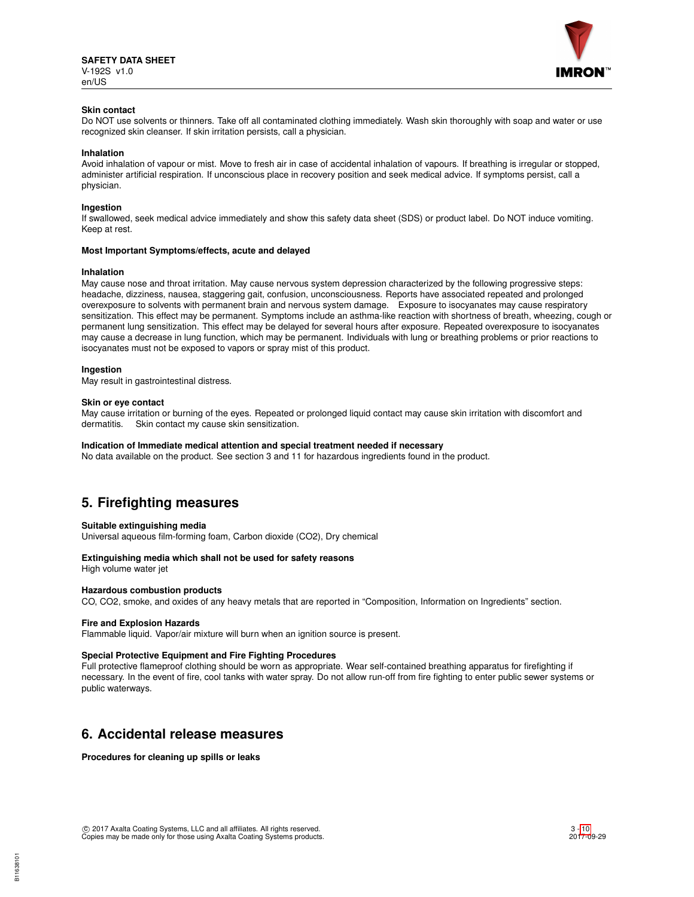**Skin contact**

Do NOT use solvents or thinners. Take off all contaminated clothing immediately. Wash skin thoroughly with soap and water or use recognized skin cleanser. If skin irritation persists, call a physician.

**Inhalation**

Avoid inhalation of vapour or mist. Move to fresh air in case of accidental inhalation of vapours. If breathing is irregular or stopped, administer artificial respiration. If unconscious place in recovery position and seek medical advice. If symptoms persist, call a physician.

**Ingestion**

If swallowed, seek medical advice immediately and show this safety data sheet (SDS) or product label. Do NOT induce vomiting. Keep at rest.

**Most Important Symptoms/effects, acute and delayed**

**Inhalation**

May cause nose and throat irritation. May cause nervous system depression characterized by the following progressive steps: headache, dizziness, nausea, staggering gait, confusion, unconsciousness. Reports have associated repeated and prolonged overexposure to solvents with permanent brain and nervous system damage. Exposure to isocyanates may cause respiratory sensitization. This effect may be permanent. Symptoms include an asthma-like reaction with shortness of breath, wheezing, cough or permanent lung sensitization. This effect may be delayed for several hours after exposure. Repeated overexposure to isocyanates may cause a decrease in lung function, which may be permanent. Individuals with lung or breathing problems or prior reactions to isocyanates must not be exposed to vapors or spray mist of this product.

**Ingestion**

May result in gastrointestinal distress.

**Skin or eye contact**

May cause irritation or burning of the eyes. Repeated or prolonged liquid contact may cause skin irritation with discomfort and dermatitis. Skin contact my cause skin sensitization.

**Indication of Immediate medical attention and special treatment needed if necessary**

No data available on the product. See section 3 and 11 for hazardous ingredients found in the product.

## 5. Firefighting measures

**Suitable extinguishing media**

Universal aqueous film-forming foam, Carbon dioxide ($CO_2$), Dry chemical

**Extinguishing media which shall not be used for safety reasons**

High volume water jet

**Hazardous combustion products**

CO, $CO_2$, smoke, and oxides of any heavy metals that are reported in “Composition, Information on Ingredients” section.

**Fire and Explosion Hazards**

Flammable liquid. Vapor/air mixture will burn when an ignition source is present.

**Special Protective Equipment and Fire Fighting Procedures**

Full protective flameproof clothing should be worn as appropriate. Wear self-contained breathing apparatus for firefighting if necessary. In the event of fire, cool tanks with water spray. Do not allow run-off from fire fighting to enter public sewer systems or public waterways.

## 6. Accidental release measures

**Procedures for cleaning up spills or leaks**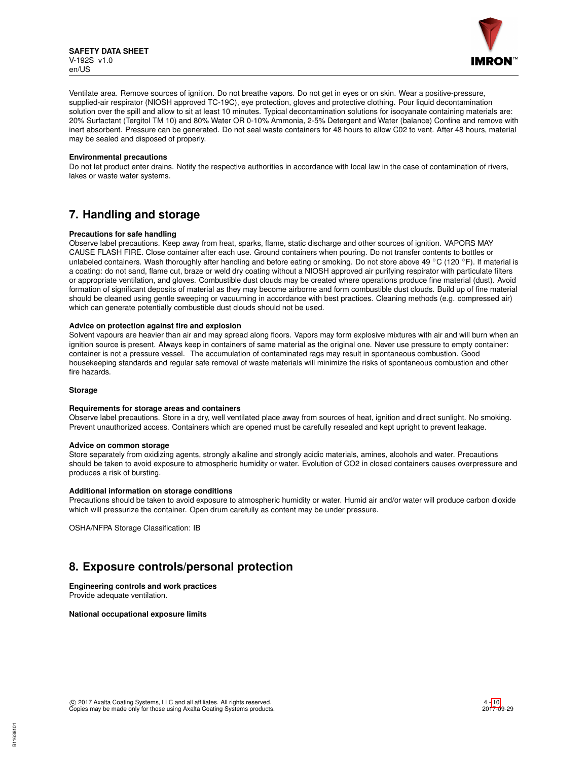Ventilate area. Remove sources of ignition. Do not breathe vapors. Do not get in eyes or on skin. Wear a positive-pressure, supplied-air respirator (NIOSH approved TC-19C), eye protection, gloves and protective clothing. Pour liquid decontamination solution over the spill and allow to sit at least 10 minutes. Typical decontamination solutions for isocyanate containing materials are: 20% Surfactant (Tergitol TM 10) and 80% Water OR 0-10% Ammonia, 2-5% Detergent and Water (balance) Confine and remove with inert absorbent. Pressure can be generated. Do not seal waste containers for 48 hours to allow C02 to vent. After 48 hours, material may be sealed and disposed of properly.

**Environmental precautions**

Do not let product enter drains. Notify the respective authorities in accordance with local law in the case of contamination of rivers, lakes or waste water systems.

## 7. Handling and storage

**Precautions for safe handling**

Observe label precautions. Keep away from heat, sparks, flame, static discharge and other sources of ignition. VAPORS MAY CAUSE FLASH FIRE. Close container after each use. Ground containers when pouring. Do not transfer contents to bottles or unlabeled containers. Wash thoroughly after handling and before eating or smoking. Do not store above 49 °C (120 °F). If material is a coating: do not sand, flame cut, braze or weld dry coating without a NIOSH approved air purifying respirator with particulate filters or appropriate ventilation, and gloves. Combustible dust clouds may be created where operations produce fine material (dust). Avoid formation of significant deposits of material as they may become airborne and form combustible dust clouds. Build up of fine material should be cleaned using gentle sweeping or vacuuming in accordance with best practices. Cleaning methods (e.g. compressed air) which can generate potentially combustible dust clouds should not be used.

**Advice on protection against fire and explosion**

Solvent vapours are heavier than air and may spread along floors. Vapors may form explosive mixtures with air and will burn when an ignition source is present. Always keep in containers of same material as the original one. Never use pressure to empty container: container is not a pressure vessel. The accumulation of contaminated rags may result in spontaneous combustion. Good housekeeping standards and regular safe removal of waste materials will minimize the risks of spontaneous combustion and other fire hazards.

**Storage**

**Requirements for storage areas and containers**

Observe label precautions. Store in a dry, well ventilated place away from sources of heat, ignition and direct sunlight. No smoking. Prevent unauthorized access. Containers which are opened must be carefully resealed and kept upright to prevent leakage.

**Advice on common storage**

Store separately from oxidizing agents, strongly alkaline and strongly acidic materials, amines, alcohols and water. Precautions should be taken to avoid exposure to atmospheric humidity or water. Evolution of $CO_2$ in closed containers causes overpressure and produces a risk of bursting.

**Additional information on storage conditions**

Precautions should be taken to avoid exposure to atmospheric humidity or water. Humid air and/or water will produce carbon dioxide which will pressurize the container. Open drum carefully as content may be under pressure.

OSHA/NFPA Storage Classification: IB

## 8. Exposure controls/personal protection

**Engineering controls and work practices**

Provide adequate ventilation.

**National occupational exposure limits**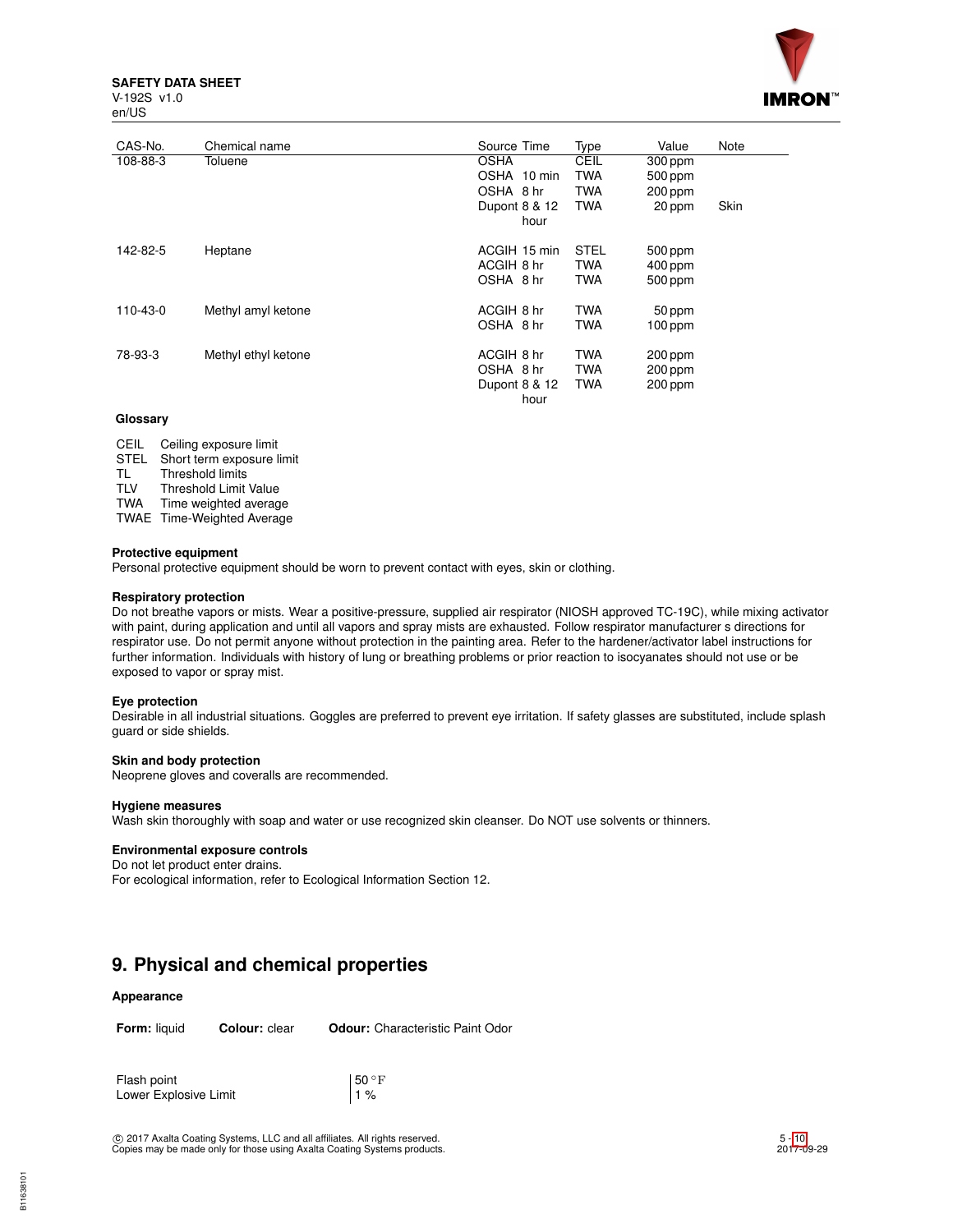| CAS-No. | Chemical name | Source Time | Type | Value | Note |
| --- | --- | --- | --- | --- | --- |
| 108-88-3 | Toluene | OSHA | CEIL | 300 ppm | |
| | | OSHA 10 min | TWA | 500 ppm | |
| | | OSHA 8 hr | TWA | 200 ppm | |
| | | Dupont 8 & 12 hour | TWA | 20 ppm | Skin |
| 142-82-5 | Heptane | ACGIH 15 min | STEL | 500 ppm | |
| | | ACGIH 8 hr | TWA | 400 ppm | |
| | | OSHA 8 hr | TWA | 500 ppm | |
| 110-43-0 | Methyl amyl ketone | ACGIH 8 hr | TWA | 50 ppm | |
| | | OSHA 8 hr | TWA | 100 ppm | |
| 78-93-3 | Methyl ethyl ketone | ACGIH 8 hr | TWA | 200 ppm | |
| | | OSHA 8 hr | TWA | 200 ppm | |
| | | Dupont 8 & 12 hour | TWA | 200 ppm | |

**Glossary**

| | |
| --- | --- |
| CEIL | Ceiling exposure limit |
| STEL | Short term exposure limit |
| TL | Threshold limits |
| TLV | Threshold Limit Value |
| TWA | Time weighted average |
| TWAE | Time-Weighted Average |

**Protective equipment**
Personal protective equipment should be worn to prevent contact with eyes, skin or clothing.

**Respiratory protection**
Do not breathe vapors or mists. Wear a positive-pressure, supplied air respirator (NIOSH approved TC-19C), while mixing activator with paint, during application and until all vapors and spray mists are exhausted. Follow respirator manufacturer s directions for respirator use. Do not permit anyone without protection in the painting area. Refer to the hardener/activator label instructions for further information. Individuals with history of lung or breathing problems or prior reaction to isocyanates should not use or be exposed to vapor or spray mist.

**Eye protection**
Desirable in all industrial situations. Goggles are preferred to prevent eye irritation. If safety glasses are substituted, include splash guard or side shields.

**Skin and body protection**
Neoprene gloves and coveralls are recommended.

**Hygiene measures**
Wash skin thoroughly with soap and water or use recognized skin cleanser. Do NOT use solvents or thinners.

**Environmental exposure controls**
Do not let product enter drains.
For ecological information, refer to Ecological Information Section 12.

## 9. Physical and chemical properties

**Appearance**

**Form:** liquid  **Colour:** clear  **Odour:** Characteristic Paint Odor

| | |
| --- | --- |
| Flash point | 50 °F |
| Lower Explosive Limit | 1 % |

© 2017 Axalta Coating Systems, LLC and all affiliates. All rights reserved.
Copies may be made only for those using Axalta Coating Systems products.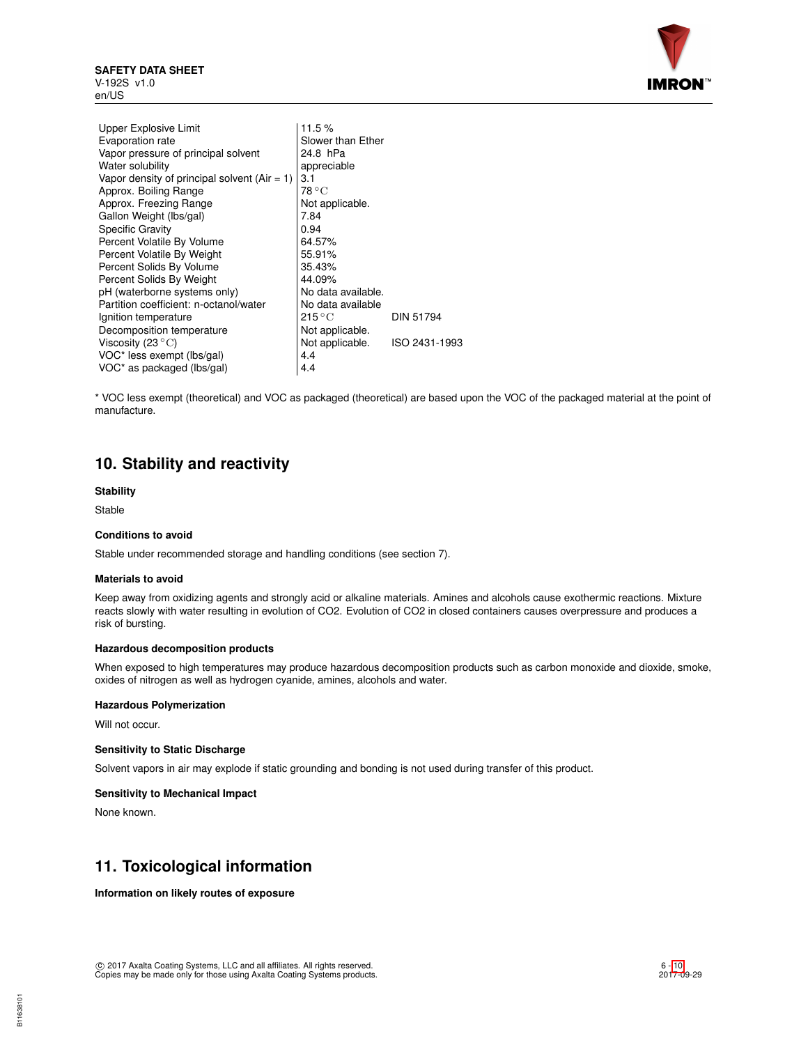| | | |
|---|---|---|
| Upper Explosive Limit | 11.5 % | |
| Evaporation rate | Slower than Ether | |
| Vapor pressure of principal solvent | 24.8 hPa | |
| Water solubility | appreciable | |
| Vapor density of principal solvent (Air = 1) | 3.1 | |
| Approx. Boiling Range | 78 °C | |
| Approx. Freezing Range | Not applicable. | |
| Gallon Weight (lbs/gal) | 7.84 | |
| Specific Gravity | 0.94 | |
| Percent Volatile By Volume | 64.57% | |
| Percent Volatile By Weight | 55.91% | |
| Percent Solids By Volume | 35.43% | |
| Percent Solids By Weight | 44.09% | |
| pH (waterborne systems only) | No data available. | |
| Partition coefficient: n-octanol/water | No data available | |
| Ignition temperature | 215 °C | DIN 51794 |
| Decomposition temperature | Not applicable. | |
| Viscosity (23 °C) | Not applicable. | ISO 2431-1993 |
| VOC* less exempt (lbs/gal) | 4.4 | |
| VOC* as packaged (lbs/gal) | 4.4 | |

* VOC less exempt (theoretical) and VOC as packaged (theoretical) are based upon the VOC of the packaged material at the point of manufacture.

## 10. Stability and reactivity

**Stability**

Stable

**Conditions to avoid**

Stable under recommended storage and handling conditions (see section 7).

**Materials to avoid**

Keep away from oxidizing agents and strongly acid or alkaline materials. Amines and alcohols cause exothermic reactions. Mixture reacts slowly with water resulting in evolution of $CO_2$. Evolution of $CO_2$ in closed containers causes overpressure and produces a risk of bursting.

**Hazardous decomposition products**

When exposed to high temperatures may produce hazardous decomposition products such as carbon monoxide and dioxide, smoke, oxides of nitrogen as well as hydrogen cyanide, amines, alcohols and water.

**Hazardous Polymerization**

Will not occur.

**Sensitivity to Static Discharge**

Solvent vapors in air may explode if static grounding and bonding is not used during transfer of this product.

**Sensitivity to Mechanical Impact**

None known.

## 11. Toxicological information

**Information on likely routes of exposure**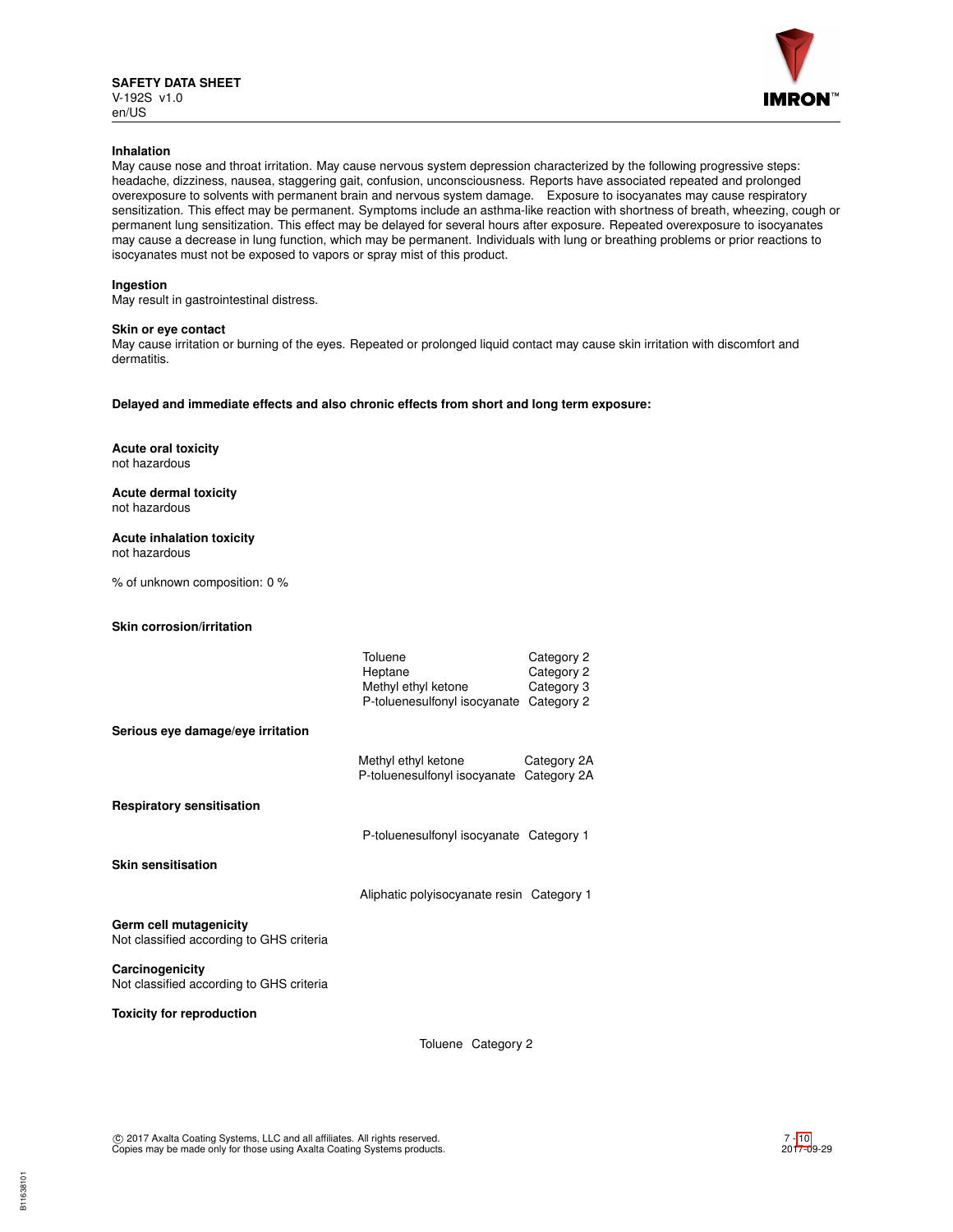**Inhalation**

May cause nose and throat irritation. May cause nervous system depression characterized by the following progressive steps: headache, dizziness, nausea, staggering gait, confusion, unconsciousness. Reports have associated repeated and prolonged overexposure to solvents with permanent brain and nervous system damage. Exposure to isocyanates may cause respiratory sensitization. This effect may be permanent. Symptoms include an asthma-like reaction with shortness of breath, wheezing, cough or permanent lung sensitization. This effect may be delayed for several hours after exposure. Repeated overexposure to isocyanates may cause a decrease in lung function, which may be permanent. Individuals with lung or breathing problems or prior reactions to isocyanates must not be exposed to vapors or spray mist of this product.

**Ingestion**

May result in gastrointestinal distress.

**Skin or eye contact**

May cause irritation or burning of the eyes. Repeated or prolonged liquid contact may cause skin irritation with discomfort and dermatitis.

**Delayed and immediate effects and also chronic effects from short and long term exposure:**

**Acute oral toxicity**

not hazardous

**Acute dermal toxicity**

not hazardous

**Acute inhalation toxicity**

not hazardous

% of unknown composition: 0 %

**Skin corrosion/irritation**

| | |
|---|---|
| Toluene | Category 2 |
| Heptane | Category 2 |
| Methyl ethyl ketone | Category 3 |
| P-toluenesulfonyl isocyanate | Category 2 |

**Serious eye damage/eye irritation**

| | |
|---|---|
| Methyl ethyl ketone | Category 2A |
| P-toluenesulfonyl isocyanate | Category 2A |

**Respiratory sensitisation**

| | |
|---|---|
| P-toluenesulfonyl isocyanate | Category 1 |

**Skin sensitisation**

| | |
|---|---|
| Aliphatic polyisocyanate resin | Category 1 |

**Germ cell mutagenicity**

Not classified according to GHS criteria

**Carcinogenicity**

Not classified according to GHS criteria

**Toxicity for reproduction**

| | |
|---|---|
| Toluene | Category 2 |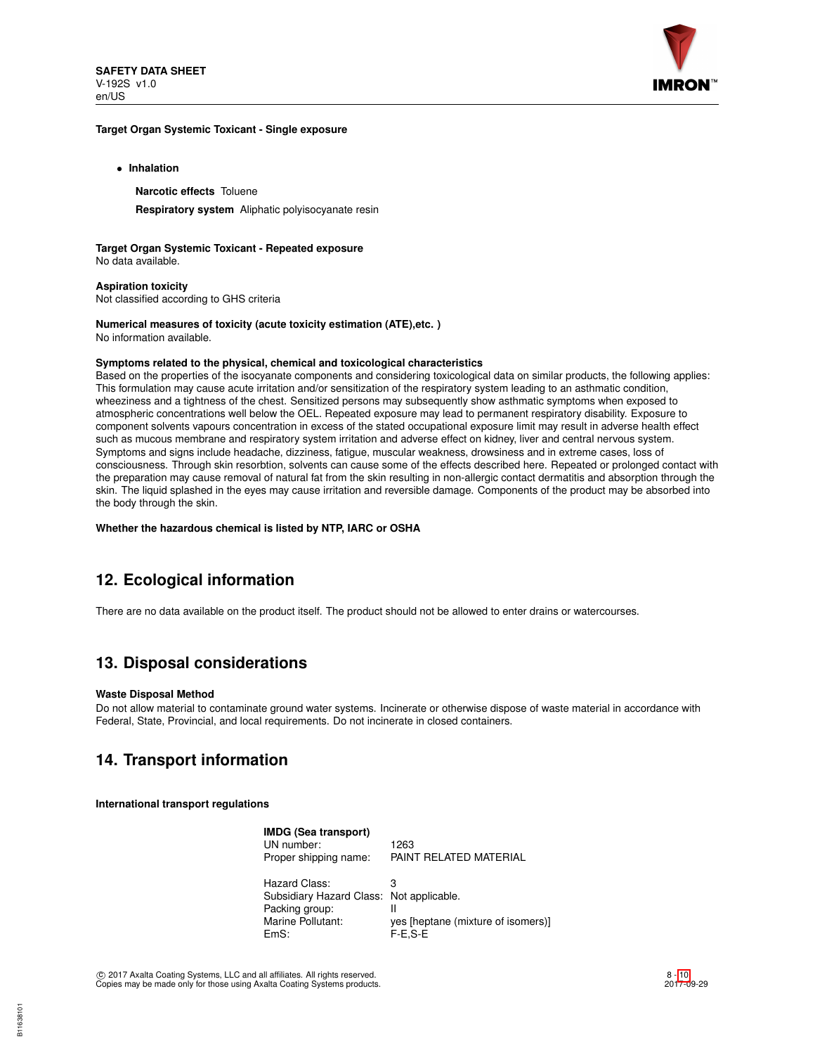**Target Organ Systemic Toxicant - Single exposure**

- **Inhalation**

  **Narcotic effects** Toluene

  **Respiratory system** Aliphatic polyisocyanate resin

**Target Organ Systemic Toxicant - Repeated exposure**
No data available.

**Aspiration toxicity**
Not classified according to GHS criteria

**Numerical measures of toxicity (acute toxicity estimation (ATE),etc. )**
No information available.

**Symptoms related to the physical, chemical and toxicological characteristics**
Based on the properties of the isocyanate components and considering toxicological data on similar products, the following applies: This formulation may cause acute irritation and/or sensitization of the respiratory system leading to an asthmatic condition, wheeziness and a tightness of the chest. Sensitized persons may subsequently show asthmatic symptoms when exposed to atmospheric concentrations well below the OEL. Repeated exposure may lead to permanent respiratory disability. Exposure to component solvents vapours concentration in excess of the stated occupational exposure limit may result in adverse health effect such as mucous membrane and respiratory system irritation and adverse effect on kidney, liver and central nervous system. Symptoms and signs include headache, dizziness, fatigue, muscular weakness, drowsiness and in extreme cases, loss of consciousness. Through skin resorbtion, solvents can cause some of the effects described here. Repeated or prolonged contact with the preparation may cause removal of natural fat from the skin resulting in non-allergic contact dermatitis and absorption through the skin. The liquid splashed in the eyes may cause irritation and reversible damage. Components of the product may be absorbed into the body through the skin.

**Whether the hazardous chemical is listed by NTP, IARC or OSHA**

## 12. Ecological information

There are no data available on the product itself. The product should not be allowed to enter drains or watercourses.

## 13. Disposal considerations

**Waste Disposal Method**
Do not allow material to contaminate ground water systems. Incinerate or otherwise dispose of waste material in accordance with Federal, State, Provincial, and local requirements. Do not incinerate in closed containers.

## 14. Transport information

**International transport regulations**

**IMDG (Sea transport)**

| | |
|---|---|
| UN number: | 1263 |
| Proper shipping name: | PAINT RELATED MATERIAL |
| Hazard Class: | 3 |
| Subsidiary Hazard Class: | Not applicable. |
| Packing group: | II |
| Marine Pollutant: | yes [heptane (mixture of isomers)] |
| EmS: | F-E,S-E |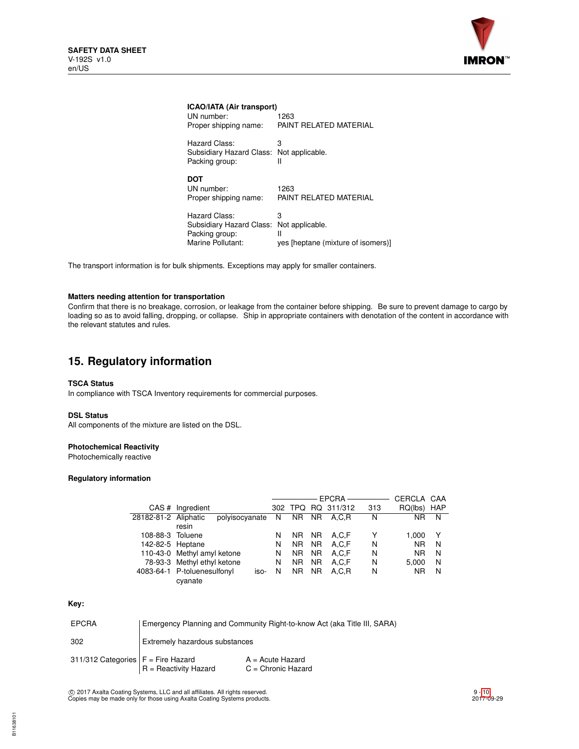**ICAO/IATA (Air transport)**

UN number: 1263
Proper shipping name: PAINT RELATED MATERIAL

Hazard Class: 3
Subsidiary Hazard Class: Not applicable.
Packing group: II

**DOT**

UN number: 1263
Proper shipping name: PAINT RELATED MATERIAL

Hazard Class: 3
Subsidiary Hazard Class: Not applicable.
Packing group: II
Marine Pollutant: yes [heptane (mixture of isomers)]

The transport information is for bulk shipments. Exceptions may apply for smaller containers.

**Matters needing attention for transportation**

Confirm that there is no breakage, corrosion, or leakage from the container before shipping. Be sure to prevent damage to cargo by loading so as to avoid falling, dropping, or collapse. Ship in appropriate containers with denotation of the content in accordance with the relevant statutes and rules.

## 15. Regulatory information

**TSCA Status**

In compliance with TSCA Inventory requirements for commercial purposes.

**DSL Status**

All components of the mixture are listed on the DSL.

**Photochemical Reactivity**

Photochemically reactive

**Regulatory information**

| | | EPCRA | | | | | CERCLA | CAA |
|---|---|---|---|---|---|---|---|---|
| CAS # | Ingredient | 302 | TPQ | RQ | 311/312 | 313 | RQ(lbs) | HAP |
| 28182-81-2 | Aliphatic polyisocyanate resin | N | NR | NR | A,C,R | N | NR | N |
| 108-88-3 | Toluene | N | NR | NR | A,C,F | Y | 1,000 | Y |
| 142-82-5 | Heptane | N | NR | NR | A,C,F | N | NR | N |
| 110-43-0 | Methyl amyl ketone | N | NR | NR | A,C,F | N | NR | N |
| 78-93-3 | Methyl ethyl ketone | N | NR | NR | A,C,F | N | 5,000 | N |
| 4083-64-1 | P-toluenesulfonyl iso-cyanate | N | NR | NR | A,C,R | N | NR | N |

**Key:**

| | |
|---|---|
| EPCRA | Emergency Planning and Community Right-to-know Act (aka Title III, SARA) |
| 302 | Extremely hazardous substances |
| 311/312 Categories | F = Fire Hazard; A = Acute Hazard; R = Reactivity Hazard; C = Chronic Hazard |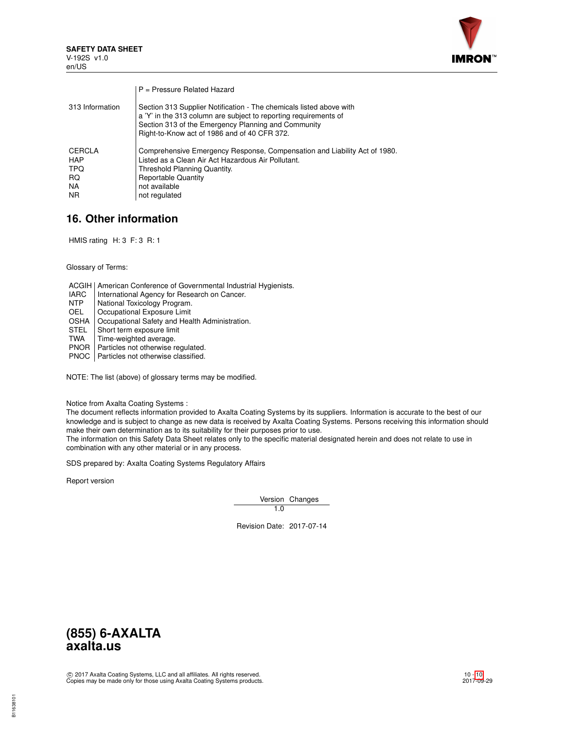| | |
|---|---|
| | P = Pressure Related Hazard |
| 313 Information | Section 313 Supplier Notification - The chemicals listed above with a 'Y' in the 313 column are subject to reporting requirements of Section 313 of the Emergency Planning and Community Right-to-Know act of 1986 and of 40 CFR 372. |
| CERCLA | Comprehensive Emergency Response, Compensation and Liability Act of 1980. |
| HAP | Listed as a Clean Air Act Hazardous Air Pollutant. |
| TPQ | Threshold Planning Quantity. |
| RQ | Reportable Quantity |
| NA | not available |
| NR | not regulated |

## 16. Other information

HMIS rating H: 3 F: 3 R: 1

Glossary of Terms:

| | |
|---|---|
| ACGIH | American Conference of Governmental Industrial Hygienists. |
| IARC | International Agency for Research on Cancer. |
| NTP | National Toxicology Program. |
| OEL | Occupational Exposure Limit |
| OSHA | Occupational Safety and Health Administration. |
| STEL | Short term exposure limit |
| TWA | Time-weighted average. |
| PNOR | Particles not otherwise regulated. |
| PNOC | Particles not otherwise classified. |

NOTE: The list (above) of glossary terms may be modified.

Notice from Axalta Coating Systems :
The document reflects information provided to Axalta Coating Systems by its suppliers. Information is accurate to the best of our knowledge and is subject to change as new data is received by Axalta Coating Systems. Persons receiving this information should make their own determination as to its suitability for their purposes prior to use.
The information on this Safety Data Sheet relates only to the specific material designated herein and does not relate to use in combination with any other material or in any process.

SDS prepared by: Axalta Coating Systems Regulatory Affairs

Report version

| Version | Changes |
|---|---|
| 1.0 | |

Revision Date: 2017-07-14

**(855) 6-AXALTA**
**axalta.us**

© 2017 Axalta Coating Systems, LLC and all affiliates. All rights reserved.
Copies may be made only for those using Axalta Coating Systems products.